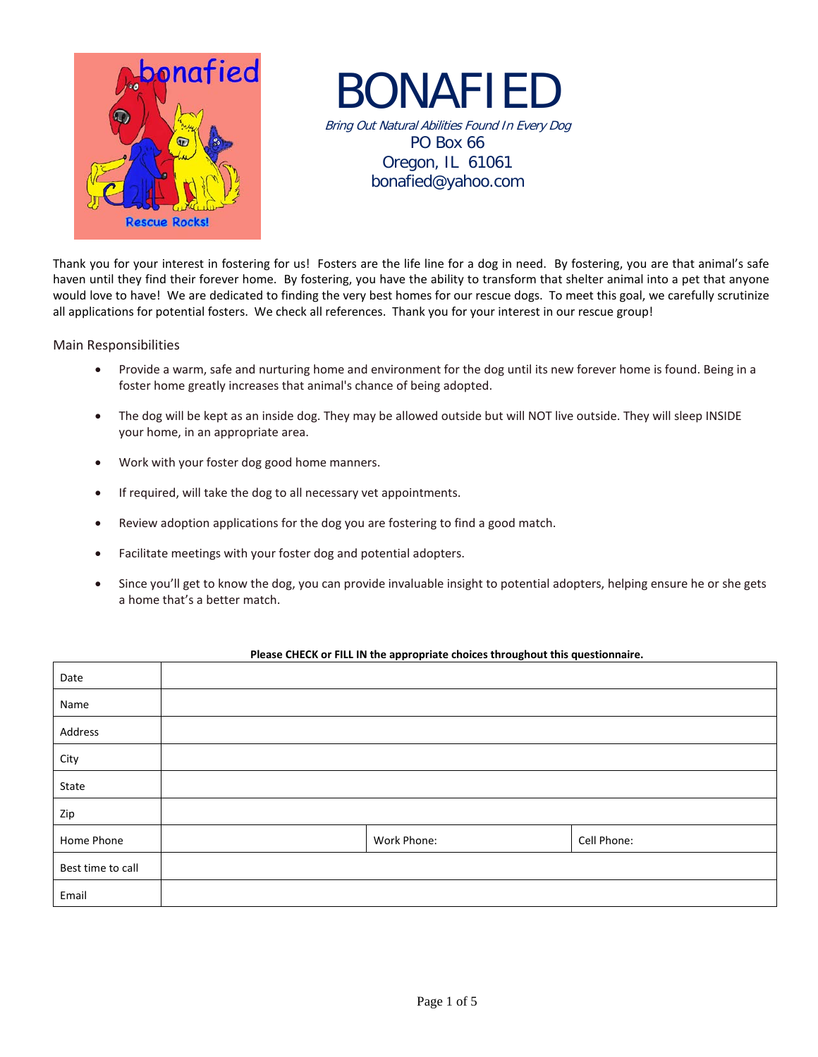# BONAFIED

*Bring Out Natural Abilities Found In Every Dog*

PO Box 66
Oregon, IL 61061
bonafied@yahoo.com

Thank you for your interest in fostering for us! Fosters are the life line for a dog in need. By fostering, you are that animal's safe haven until they find their forever home. By fostering, you have the ability to transform that shelter animal into a pet that anyone would love to have! We are dedicated to finding the very best homes for our rescue dogs. To meet this goal, we carefully scrutinize all applications for potential fosters. We check all references. Thank you for your interest in our rescue group!

## Main Responsibilities

- Provide a warm, safe and nurturing home and environment for the dog until its new forever home is found. Being in a foster home greatly increases that animal's chance of being adopted.
- The dog will be kept as an inside dog. They may be allowed outside but will NOT live outside. They will sleep INSIDE your home, in an appropriate area.
- Work with your foster dog good home manners.
- If required, will take the dog to all necessary vet appointments.
- Review adoption applications for the dog you are fostering to find a good match.
- Facilitate meetings with your foster dog and potential adopters.
- Since you'll get to know the dog, you can provide invaluable insight to potential adopters, helping ensure he or she gets a home that's a better match.

**Please CHECK or FILL IN the appropriate choices throughout this questionnaire.**

| | | | |
|---|---|---|---|
| Date | | | |
| Name | | | |
| Address | | | |
| City | | | |
| State | | | |
| Zip | | | |
| Home Phone | | Work Phone: | Cell Phone: |
| Best time to call | | | |
| Email | | | |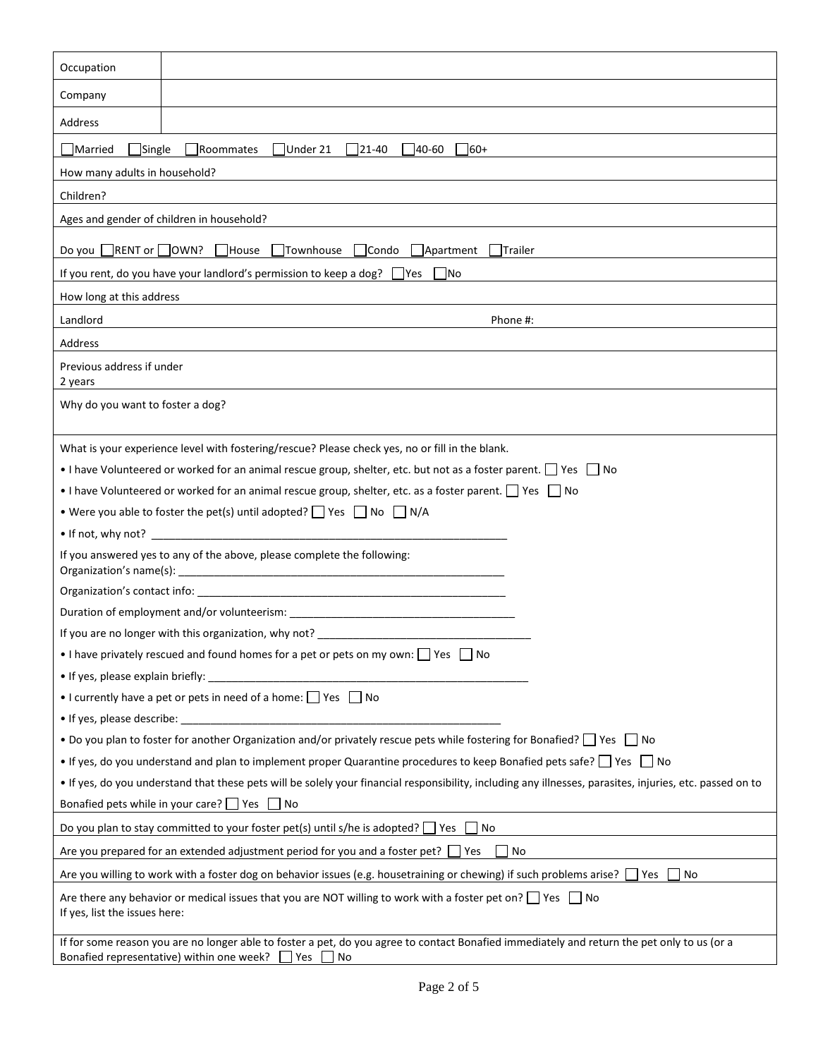| | |
|---|---|
| Occupation | |
| Company | |
| Address | |

☐ Married ☐ Single ☐ Roommates ☐ Under 21 ☐ 21-40 ☐ 40-60 ☐ 60+

How many adults in household?

Children?

Ages and gender of children in household?

Do you ☐ RENT or ☐ OWN? ☐ House ☐ Townhouse ☐ Condo ☐ Apartment ☐ Trailer

If you rent, do you have your landlord's permission to keep a dog? ☐ Yes ☐ No

How long at this address

Landlord Phone #:

Address

Previous address if under 2 years

Why do you want to foster a dog?

What is your experience level with fostering/rescue? Please check yes, no or fill in the blank.

- I have Volunteered or worked for an animal rescue group, shelter, etc. but not as a foster parent. ☐ Yes ☐ No
- I have Volunteered or worked for an animal rescue group, shelter, etc. as a foster parent. ☐ Yes ☐ No
- Were you able to foster the pet(s) until adopted? ☐ Yes ☐ No ☐ N/A
- If not, why not? ____________________________________________________________

If you answered yes to any of the above, please complete the following:
Organization's name(s): ______________________________________________________

Organization's contact info: ___________________________________________________

Duration of employment and/or volunteerism: ____________________________________

If you are no longer with this organization, why not? ______________________________

- I have privately rescued and found homes for a pet or pets on my own: ☐ Yes ☐ No
- If yes, please explain briefly: ______________________________________________________
- I currently have a pet or pets in need of a home: ☐ Yes ☐ No
- If yes, please describe: ___________________________________________________
- Do you plan to foster for another Organization and/or privately rescue pets while fostering for Bonafied? ☐ Yes ☐ No
- If yes, do you understand and plan to implement proper Quarantine procedures to keep Bonafied pets safe? ☐ Yes ☐ No
- If yes, do you understand that these pets will be solely your financial responsibility, including any illnesses, parasites, injuries, etc. passed on to Bonafied pets while in your care? ☐ Yes ☐ No

Do you plan to stay committed to your foster pet(s) until s/he is adopted? ☐ Yes ☐ No

Are you prepared for an extended adjustment period for you and a foster pet? ☐ Yes ☐ No

Are you willing to work with a foster dog on behavior issues (e.g. housetraining or chewing) if such problems arise? ☐ Yes ☐ No

Are there any behavior or medical issues that you are NOT willing to work with a foster pet on? ☐ Yes ☐ No
If yes, list the issues here:

If for some reason you are no longer able to foster a pet, do you agree to contact Bonafied immediately and return the pet only to us (or a Bonafied representative) within one week? ☐ Yes ☐ No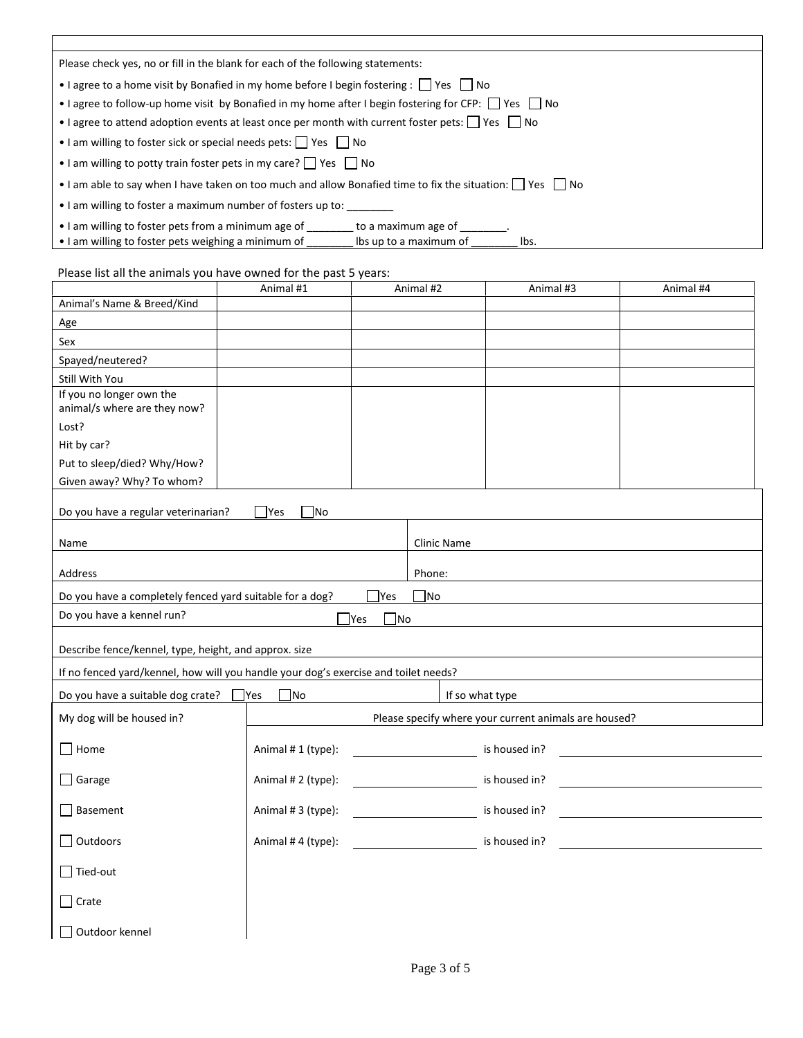Please check yes, no or fill in the blank for each of the following statements:

- I agree to a home visit by Bonafied in my home before I begin fostering : ☐ Yes ☐ No
- I agree to follow-up home visit by Bonafied in my home after I begin fostering for CFP: ☐ Yes ☐ No
- I agree to attend adoption events at least once per month with current foster pets: ☐ Yes ☐ No
- I am willing to foster sick or special needs pets: ☐ Yes ☐ No
- I am willing to potty train foster pets in my care? ☐ Yes ☐ No
- I am able to say when I have taken on too much and allow Bonafied time to fix the situation: ☐ Yes ☐ No
- I am willing to foster a maximum number of fosters up to: ________
- I am willing to foster pets from a minimum age of ________ to a maximum age of ________.
- I am willing to foster pets weighing a minimum of ________ lbs up to a maximum of ________ lbs.

Please list all the animals you have owned for the past 5 years:

| | Animal #1 | Animal #2 | Animal #3 | Animal #4 |
|---|---|---|---|---|
| Animal's Name & Breed/Kind | | | | |
| Age | | | | |
| Sex | | | | |
| Spayed/neutered? | | | | |
| Still With You | | | | |
| If you no longer own the animal/s where are they now?<br>Lost?<br>Hit by car?<br>Put to sleep/died? Why/How?<br>Given away? Why? To whom? | | | | |

Do you have a regular veterinarian? ☐ Yes ☐ No

| | |
|---|---|
| Name | Clinic Name |
| Address | Phone: |

Do you have a completely fenced yard suitable for a dog? ☐ Yes ☐ No

Do you have a kennel run? ☐ Yes ☐ No

Describe fence/kennel, type, height, and approx. size

If no fenced yard/kennel, how will you handle your dog's exercise and toilet needs?

Do you have a suitable dog crate? ☐ Yes ☐ No If so what type

| My dog will be housed in? | Please specify where your current animals are housed? |
|---|---|
| ☐ Home | Animal # 1 (type): ____________ is housed in? ____________ |
| ☐ Garage | Animal # 2 (type): ____________ is housed in? ____________ |
| ☐ Basement | Animal # 3 (type): ____________ is housed in? ____________ |
| ☐ Outdoors | Animal # 4 (type): ____________ is housed in? ____________ |
| ☐ Tied-out | |
| ☐ Crate | |
| ☐ Outdoor kennel | |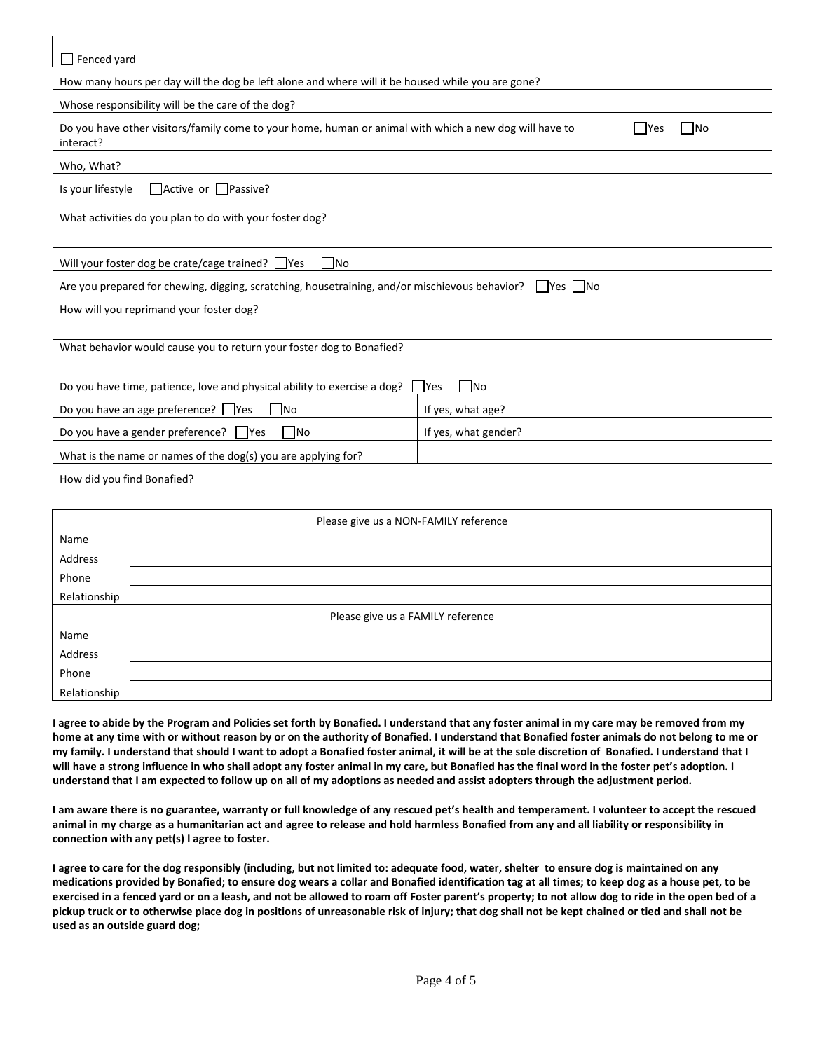☐ Fenced yard

How many hours per day will the dog be left alone and where will it be housed while you are gone?

Whose responsibility will be the care of the dog?

Do you have other visitors/family come to your home, human or animal with which a new dog will have to interact? ☐ Yes ☐ No

Who, What?

Is your lifestyle ☐ Active or ☐ Passive?

What activities do you plan to do with your foster dog?

Will your foster dog be crate/cage trained? ☐ Yes ☐ No

Are you prepared for chewing, digging, scratching, housetraining, and/or mischievous behavior? ☐ Yes ☐ No

How will you reprimand your foster dog?

What behavior would cause you to return your foster dog to Bonafied?

Do you have time, patience, love and physical ability to exercise a dog? ☐ Yes ☐ No

| | |
|---|---|
| Do you have an age preference? ☐ Yes ☐ No | If yes, what age? |
| Do you have a gender preference? ☐ Yes ☐ No | If yes, what gender? |
| What is the name or names of the dog(s) you are applying for? | |

How did you find Bonafied?

Please give us a NON-FAMILY reference

Name

Address

Phone

Relationship

Please give us a FAMILY reference

Name

Address

Phone

Relationship

**I agree to abide by the Program and Policies set forth by Bonafied. I understand that any foster animal in my care may be removed from my home at any time with or without reason by or on the authority of Bonafied. I understand that Bonafied foster animals do not belong to me or my family. I understand that should I want to adopt a Bonafied foster animal, it will be at the sole discretion of Bonafied. I understand that I will have a strong influence in who shall adopt any foster animal in my care, but Bonafied has the final word in the foster pet's adoption. I understand that I am expected to follow up on all of my adoptions as needed and assist adopters through the adjustment period.**

**I am aware there is no guarantee, warranty or full knowledge of any rescued pet's health and temperament. I volunteer to accept the rescued animal in my charge as a humanitarian act and agree to release and hold harmless Bonafied from any and all liability or responsibility in connection with any pet(s) I agree to foster.**

**I agree to care for the dog responsibly (including, but not limited to: adequate food, water, shelter to ensure dog is maintained on any medications provided by Bonafied; to ensure dog wears a collar and Bonafied identification tag at all times; to keep dog as a house pet, to be exercised in a fenced yard or on a leash, and not be allowed to roam off Foster parent's property; to not allow dog to ride in the open bed of a pickup truck or to otherwise place dog in positions of unreasonable risk of injury; that dog shall not be kept chained or tied and shall not be used as an outside guard dog;**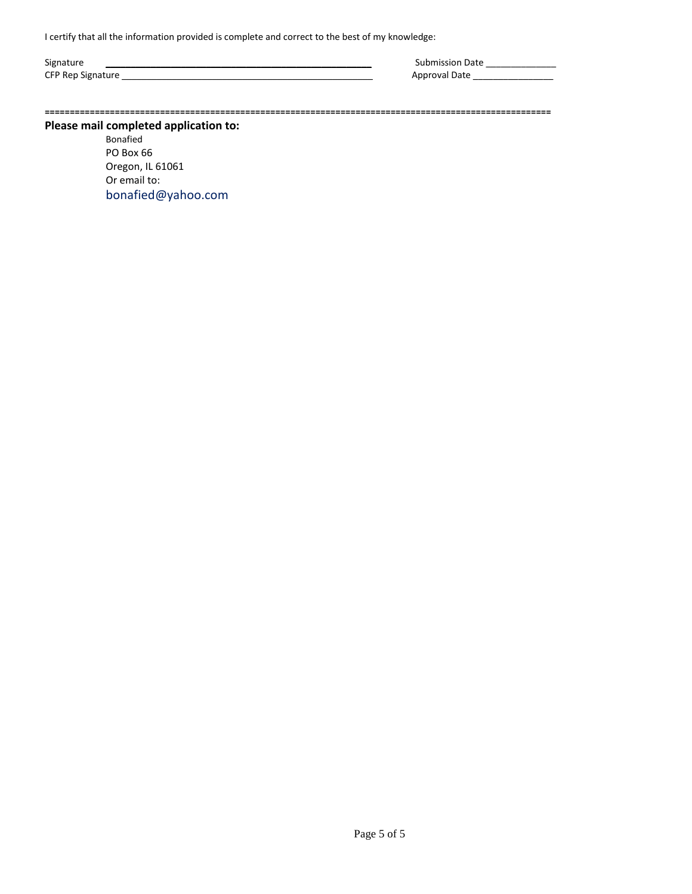I certify that all the information provided is complete and correct to the best of my knowledge:

Signature ___________________________________________________ Submission Date ______________

CFP Rep Signature ___________________________________________ Approval Date ________________

==================================================================================================

**Please mail completed application to:**

Bonafied
PO Box 66
Oregon, IL 61061
Or email to:
bonafied@yahoo.com